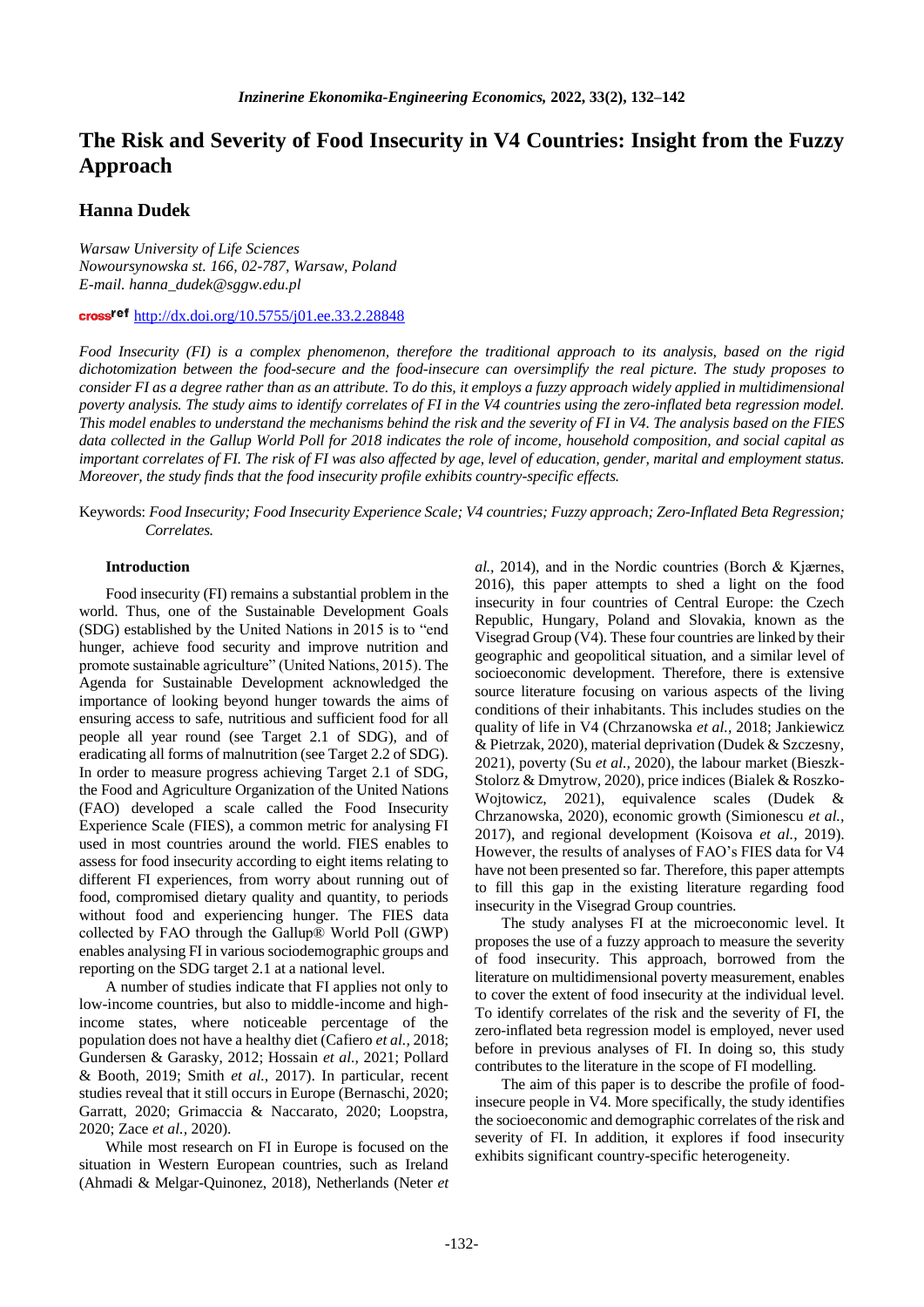# The Risk and Severity of Food Insecurity in V4 Countries: Insight from the Fuzzy Approach

## Hanna Dudek

*Warsaw University of Life Sciences*
*Nowoursynowska st. 166, 02-787, Warsaw, Poland*
*E-mail. hanna_dudek@sggw.edu.pl*

http://dx.doi.org/10.5755/j01.ee.33.2.28848

*Food Insecurity (FI) is a complex phenomenon, therefore the traditional approach to its analysis, based on the rigid dichotomization between the food-secure and the food-insecure can oversimplify the real picture. The study proposes to consider FI as a degree rather than as an attribute. To do this, it employs a fuzzy approach widely applied in multidimensional poverty analysis. The study aims to identify correlates of FI in the V4 countries using the zero-inflated beta regression model. This model enables to understand the mechanisms behind the risk and the severity of FI in V4. The analysis based on the FIES data collected in the Gallup World Poll for 2018 indicates the role of income, household composition, and social capital as important correlates of FI. The risk of FI was also affected by age, level of education, gender, marital and employment status. Moreover, the study finds that the food insecurity profile exhibits country-specific effects.*

Keywords: *Food Insecurity; Food Insecurity Experience Scale; V4 countries; Fuzzy approach; Zero-Inflated Beta Regression; Correlates.*

### Introduction

Food insecurity (FI) remains a substantial problem in the world. Thus, one of the Sustainable Development Goals (SDG) established by the United Nations in 2015 is to "end hunger, achieve food security and improve nutrition and promote sustainable agriculture" (United Nations, 2015). The Agenda for Sustainable Development acknowledged the importance of looking beyond hunger towards the aims of ensuring access to safe, nutritious and sufficient food for all people all year round (see Target 2.1 of SDG), and of eradicating all forms of malnutrition (see Target 2.2 of SDG). In order to measure progress achieving Target 2.1 of SDG, the Food and Agriculture Organization of the United Nations (FAO) developed a scale called the Food Insecurity Experience Scale (FIES), a common metric for analysing FI used in most countries around the world. FIES enables to assess for food insecurity according to eight items relating to different FI experiences, from worry about running out of food, compromised dietary quality and quantity, to periods without food and experiencing hunger. The FIES data collected by FAO through the Gallup® World Poll (GWP) enables analysing FI in various sociodemographic groups and reporting on the SDG target 2.1 at a national level.

A number of studies indicate that FI applies not only to low-income countries, but also to middle-income and high-income states, where noticeable percentage of the population does not have a healthy diet (Cafiero *et al.,* 2018; Gundersen & Garasky, 2012; Hossain *et al.,* 2021; Pollard & Booth, 2019; Smith *et al.,* 2017). In particular, recent studies reveal that it still occurs in Europe (Bernaschi, 2020; Garratt, 2020; Grimaccia & Naccarato, 2020; Loopstra, 2020; Zace *et al.,* 2020).

While most research on FI in Europe is focused on the situation in Western European countries, such as Ireland (Ahmadi & Melgar-Quinonez, 2018), Netherlands (Neter *et al.*, 2014), and in the Nordic countries (Borch & Kjærnes, 2016), this paper attempts to shed a light on the food insecurity in four countries of Central Europe: the Czech Republic, Hungary, Poland and Slovakia, known as the Visegrad Group (V4). These four countries are linked by their geographic and geopolitical situation, and a similar level of socioeconomic development. Therefore, there is extensive source literature focusing on various aspects of the living conditions of their inhabitants. This includes studies on the quality of life in V4 (Chrzanowska *et al.*, 2018; Jankiewicz & Pietrzak, 2020), material deprivation (Dudek & Szczesny, 2021), poverty (Su *et al.*, 2020), the labour market (Bieszk-Stolorz & Dmytrow, 2020), price indices (Bialek & Roszko-Wojtowicz, 2021), equivalence scales (Dudek & Chrzanowska, 2020), economic growth (Simionescu *et al.*, 2017), and regional development (Koisova *et al.*, 2019). However, the results of analyses of FAO's FIES data for V4 have not been presented so far. Therefore, this paper attempts to fill this gap in the existing literature regarding food insecurity in the Visegrad Group countries.

The study analyses FI at the microeconomic level. It proposes the use of a fuzzy approach to measure the severity of food insecurity. This approach, borrowed from the literature on multidimensional poverty measurement, enables to cover the extent of food insecurity at the individual level. To identify correlates of the risk and the severity of FI, the zero-inflated beta regression model is employed, never used before in previous analyses of FI. In doing so, this study contributes to the literature in the scope of FI modelling.

The aim of this paper is to describe the profile of food-insecure people in V4. More specifically, the study identifies the socioeconomic and demographic correlates of the risk and severity of FI. In addition, it explores if food insecurity exhibits significant country-specific heterogeneity.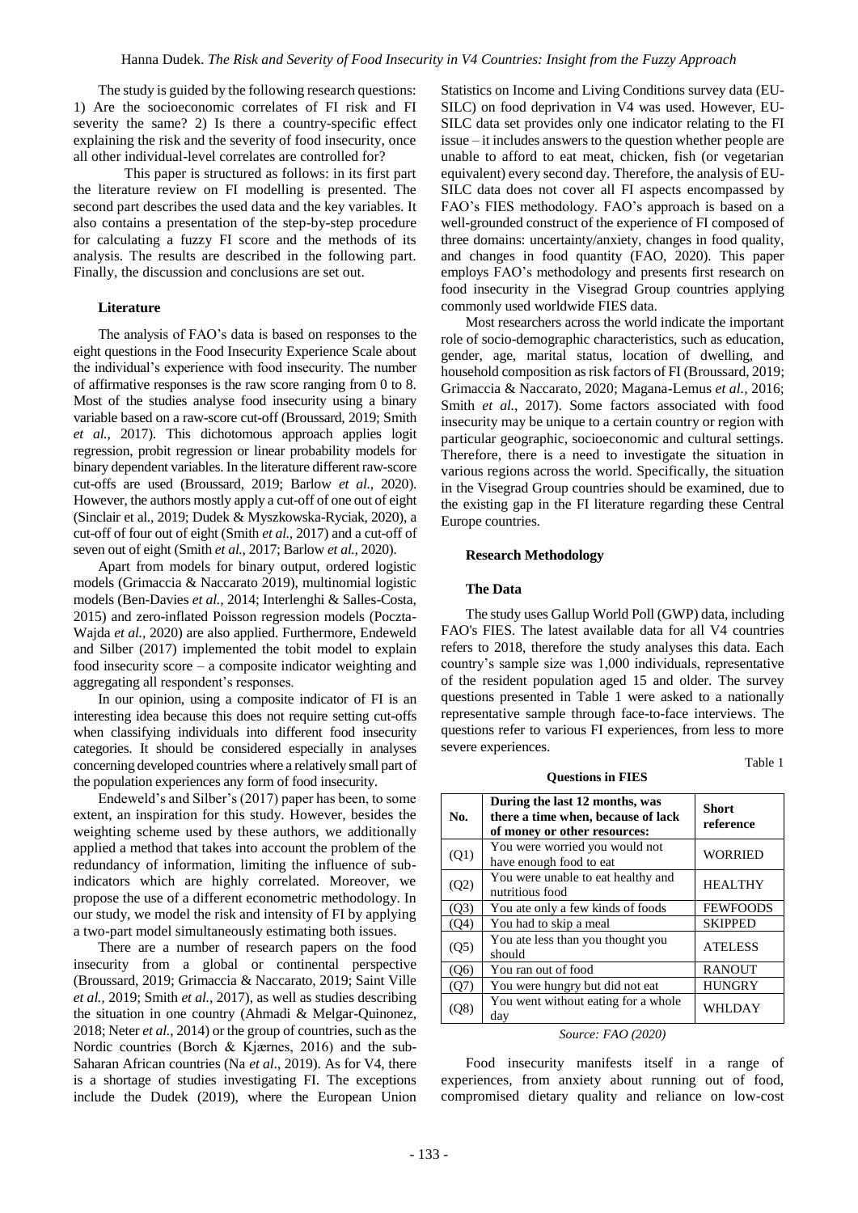The study is guided by the following research questions: 1) Are the socioeconomic correlates of FI risk and FI severity the same? 2) Is there a country-specific effect explaining the risk and the severity of food insecurity, once all other individual-level correlates are controlled for?

This paper is structured as follows: in its first part the literature review on FI modelling is presented. The second part describes the used data and the key variables. It also contains a presentation of the step-by-step procedure for calculating a fuzzy FI score and the methods of its analysis. The results are described in the following part. Finally, the discussion and conclusions are set out.

## Literature

The analysis of FAO's data is based on responses to the eight questions in the Food Insecurity Experience Scale about the individual's experience with food insecurity. The number of affirmative responses is the raw score ranging from 0 to 8. Most of the studies analyse food insecurity using a binary variable based on a raw-score cut-off (Broussard, 2019; Smith *et al.,* 2017). This dichotomous approach applies logit regression, probit regression or linear probability models for binary dependent variables. In the literature different raw-score cut-offs are used (Broussard, 2019; Barlow *et al.,* 2020). However, the authors mostly apply a cut-off of one out of eight (Sinclair et al., 2019; Dudek & Myszkowska-Ryciak, 2020), a cut-off of four out of eight (Smith *et al.,* 2017) and a cut-off of seven out of eight (Smith *et al.,* 2017; Barlow *et al.,* 2020).

Apart from models for binary output, ordered logistic models (Grimaccia & Naccarato 2019), multinomial logistic models (Ben-Davies *et al.,* 2014; Interlenghi & Salles-Costa, 2015) and zero-inflated Poisson regression models (Poczta-Wajda *et al.,* 2020) are also applied. Furthermore, Endeweld and Silber (2017) implemented the tobit model to explain food insecurity score – a composite indicator weighting and aggregating all respondent's responses.

In our opinion, using a composite indicator of FI is an interesting idea because this does not require setting cut-offs when classifying individuals into different food insecurity categories. It should be considered especially in analyses concerning developed countries where a relatively small part of the population experiences any form of food insecurity.

Endeweld's and Silber's (2017) paper has been, to some extent, an inspiration for this study. However, besides the weighting scheme used by these authors, we additionally applied a method that takes into account the problem of the redundancy of information, limiting the influence of sub-indicators which are highly correlated. Moreover, we propose the use of a different econometric methodology. In our study, we model the risk and intensity of FI by applying a two-part model simultaneously estimating both issues.

There are a number of research papers on the food insecurity from a global or continental perspective (Broussard, 2019; Grimaccia & Naccarato, 2019; Saint Ville *et al.,* 2019; Smith *et al.,* 2017), as well as studies describing the situation in one country (Ahmadi & Melgar-Quinonez, 2018; Neter *et al.,* 2014) or the group of countries, such as the Nordic countries (Borch & Kjærnes, 2016) and the sub-Saharan African countries (Na *et al.*, 2019). As for V4, there is a shortage of studies investigating FI. The exceptions include the Dudek (2019), where the European Union Statistics on Income and Living Conditions survey data (EU-SILC) on food deprivation in V4 was used. However, EU-SILC data set provides only one indicator relating to the FI issue – it includes answers to the question whether people are unable to afford to eat meat, chicken, fish (or vegetarian equivalent) every second day. Therefore, the analysis of EU-SILC data does not cover all FI aspects encompassed by FAO's FIES methodology. FAO's approach is based on a well-grounded construct of the experience of FI composed of three domains: uncertainty/anxiety, changes in food quality, and changes in food quantity (FAO, 2020). This paper employs FAO's methodology and presents first research on food insecurity in the Visegrad Group countries applying commonly used worldwide FIES data.

Most researchers across the world indicate the important role of socio-demographic characteristics, such as education, gender, age, marital status, location of dwelling, and household composition as risk factors of FI (Broussard, 2019; Grimaccia & Naccarato, 2020; Magana-Lemus *et al.,* 2016; Smith *et al.*, 2017). Some factors associated with food insecurity may be unique to a certain country or region with particular geographic, socioeconomic and cultural settings. Therefore, there is a need to investigate the situation in various regions across the world. Specifically, the situation in the Visegrad Group countries should be examined, due to the existing gap in the FI literature regarding these Central Europe countries.

## Research Methodology

### The Data

The study uses Gallup World Poll (GWP) data, including FAO's FIES. The latest available data for all V4 countries refers to 2018, therefore the study analyses this data. Each country's sample size was 1,000 individuals, representative of the resident population aged 15 and older. The survey questions presented in Table 1 were asked to a nationally representative sample through face-to-face interviews. The questions refer to various FI experiences, from less to more severe experiences.

Table 1

**Questions in FIES**

| No. | During the last 12 months, was there a time when, because of lack of money or other resources: | Short reference |
|---|---|---|
| (Q1) | You were worried you would not have enough food to eat | WORRIED |
| (Q2) | You were unable to eat healthy and nutritious food | HEALTHY |
| (Q3) | You ate only a few kinds of foods | FEWFOODS |
| (Q4) | You had to skip a meal | SKIPPED |
| (Q5) | You ate less than you thought you should | ATELESS |
| (Q6) | You ran out of food | RANOUT |
| (Q7) | You were hungry but did not eat | HUNGRY |
| (Q8) | You went without eating for a whole day | WHLDAY |

*Source: FAO (2020)*

Food insecurity manifests itself in a range of experiences, from anxiety about running out of food, compromised dietary quality and reliance on low-cost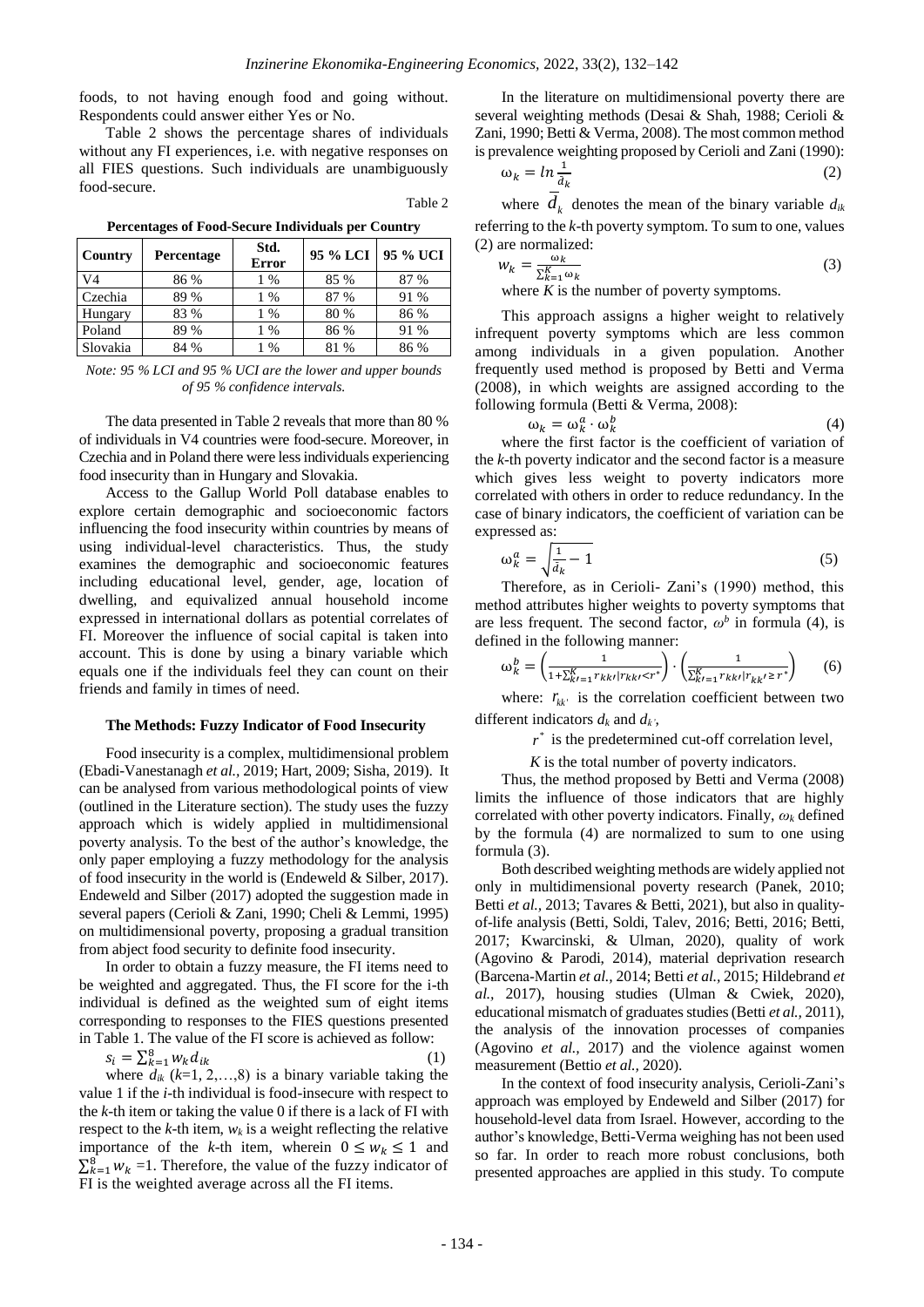foods, to not having enough food and going without. Respondents could answer either Yes or No.

Table 2 shows the percentage shares of individuals without any FI experiences, i.e. with negative responses on all FIES questions. Such individuals are unambiguously food-secure.

Table 2

**Percentages of Food-Secure Individuals per Country**

| Country | Percentage | Std. Error | 95 % LCI | 95 % UCI |
|---|---|---|---|---|
| V4 | 86 % | 1 % | 85 % | 87 % |
| Czechia | 89 % | 1 % | 87 % | 91 % |
| Hungary | 83 % | 1 % | 80 % | 86 % |
| Poland | 89 % | 1 % | 86 % | 91 % |
| Slovakia | 84 % | 1 % | 81 % | 86 % |

*Note: 95 % LCI and 95 % UCI are the lower and upper bounds of 95 % confidence intervals.*

The data presented in Table 2 reveals that more than 80 % of individuals in V4 countries were food-secure. Moreover, in Czechia and in Poland there were less individuals experiencing food insecurity than in Hungary and Slovakia.

Access to the Gallup World Poll database enables to explore certain demographic and socioeconomic factors influencing the food insecurity within countries by means of using individual-level characteristics. Thus, the study examines the demographic and socioeconomic features including educational level, gender, age, location of dwelling, and equivalized annual household income expressed in international dollars as potential correlates of FI. Moreover the influence of social capital is taken into account. This is done by using a binary variable which equals one if the individuals feel they can count on their friends and family in times of need.

### The Methods: Fuzzy Indicator of Food Insecurity

Food insecurity is a complex, multidimensional problem (Ebadi-Vanestanagh *et al.,* 2019; Hart, 2009; Sisha, 2019). It can be analysed from various methodological points of view (outlined in the Literature section). The study uses the fuzzy approach which is widely applied in multidimensional poverty analysis. To the best of the author's knowledge, the only paper employing a fuzzy methodology for the analysis of food insecurity in the world is (Endeweld & Silber, 2017). Endeweld and Silber (2017) adopted the suggestion made in several papers (Cerioli & Zani, 1990; Cheli & Lemmi, 1995) on multidimensional poverty, proposing a gradual transition from abject food security to definite food insecurity.

In order to obtain a fuzzy measure, the FI items need to be weighted and aggregated. Thus, the FI score for the i-th individual is defined as the weighted sum of eight items corresponding to responses to the FIES questions presented in Table 1. The value of the FI score is achieved as follow:

$$s_i = \sum_{k=1}^{8} w_k d_{ik} \tag{1}$$

where $d_{ik}$ ($k$=1, 2,…,8) is a binary variable taking the value 1 if the $i$-th individual is food-insecure with respect to the $k$-th item or taking the value 0 if there is a lack of FI with respect to the $k$-th item, $w_k$ is a weight reflecting the relative importance of the $k$-th item, wherein $0 \leq w_k \leq 1$ and $\sum_{k=1}^{8} w_k = 1$. Therefore, the value of the fuzzy indicator of FI is the weighted average across all the FI items.

In the literature on multidimensional poverty there are several weighting methods (Desai & Shah, 1988; Cerioli & Zani, 1990; Betti & Verma, 2008). The most common method is prevalence weighting proposed by Cerioli and Zani (1990):

$$\omega_k = \ln \frac{1}{\bar{d}_k} \tag{2}$$

where $\bar{d}_k$ denotes the mean of the binary variable $d_{ik}$ referring to the $k$-th poverty symptom. To sum to one, values (2) are normalized:

$$w_k = \frac{\omega_k}{\sum_{k=1}^{K} \omega_k} \tag{3}$$

where $K$ is the number of poverty symptoms.

This approach assigns a higher weight to relatively infrequent poverty symptoms which are less common among individuals in a given population. Another frequently used method is proposed by Betti and Verma (2008), in which weights are assigned according to the following formula (Betti & Verma, 2008):

$$\omega_k = \omega_k^a \cdot \omega_k^b \tag{4}$$

where the first factor is the coefficient of variation of the $k$-th poverty indicator and the second factor is a measure which gives less weight to poverty indicators more correlated with others in order to reduce redundancy. In the case of binary indicators, the coefficient of variation can be expressed as:

$$\omega_k^a = \sqrt{\frac{1}{\bar{d}_k} - 1} \tag{5}$$

Therefore, as in Cerioli- Zani's (1990) method, this method attributes higher weights to poverty symptoms that are less frequent. The second factor, $\omega^b$ in formula (4), is defined in the following manner:

$$\omega_k^b = \left(\frac{1}{1+\sum_{k'=1}^{K} r_{kk'}|r_{kk'}<r^*}\right) \cdot \left(\frac{1}{\sum_{k'=1}^{K} r_{kk'}|r_{kk'}\geq r^*}\right) \tag{6}$$

where: $r_{kk'}$ is the correlation coefficient between two different indicators $d_k$ and $d_{k'}$,

$r^*$ is the predetermined cut-off correlation level,

$K$ is the total number of poverty indicators.

Thus, the method proposed by Betti and Verma (2008) limits the influence of those indicators that are highly correlated with other poverty indicators. Finally, $\omega_k$ defined by the formula (4) are normalized to sum to one using formula (3).

Both described weighting methods are widely applied not only in multidimensional poverty research (Panek, 2010; Betti *et al.,* 2013; Tavares & Betti, 2021), but also in quality-of-life analysis (Betti, Soldi, Talev, 2016; Betti, 2016; Betti, 2017; Kwarcinski, & Ulman, 2020), quality of work (Agovino & Parodi, 2014), material deprivation research (Barcena-Martin *et al.,* 2014; Betti *et al.,* 2015; Hildebrand *et al.,* 2017), housing studies (Ulman & Cwiek, 2020), educational mismatch of graduates studies (Betti *et al.,* 2011), the analysis of the innovation processes of companies (Agovino *et al.,* 2017) and the violence against women measurement (Bettio *et al.,* 2020).

In the context of food insecurity analysis, Cerioli-Zani's approach was employed by Endeweld and Silber (2017) for household-level data from Israel. However, according to the author's knowledge, Betti-Verma weighing has not been used so far. In order to reach more robust conclusions, both presented approaches are applied in this study. To compute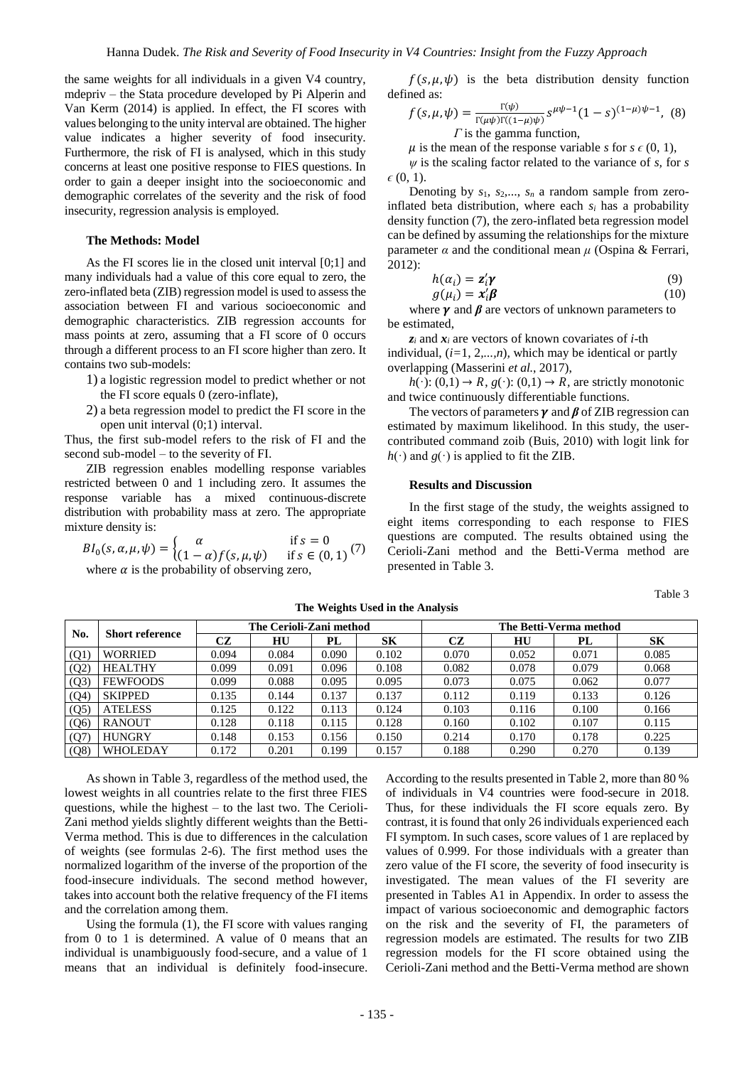the same weights for all individuals in a given V4 country, mdepriv – the Stata procedure developed by Pi Alperin and Van Kerm (2014) is applied. In effect, the FI scores with values belonging to the unity interval are obtained. The higher value indicates a higher severity of food insecurity. Furthermore, the risk of FI is analysed, which in this study concerns at least one positive response to FIES questions. In order to gain a deeper insight into the socioeconomic and demographic correlates of the severity and the risk of food insecurity, regression analysis is employed.

### The Methods: Model

As the FI scores lie in the closed unit interval [0;1] and many individuals had a value of this core equal to zero, the zero-inflated beta (ZIB) regression model is used to assess the association between FI and various socioeconomic and demographic characteristics. ZIB regression accounts for mass points at zero, assuming that a FI score of 0 occurs through a different process to an FI score higher than zero. It contains two sub-models:

1) a logistic regression model to predict whether or not the FI score equals 0 (zero-inflate),
2) a beta regression model to predict the FI score in the open unit interval (0;1) interval.

Thus, the first sub-model refers to the risk of FI and the second sub-model – to the severity of FI.

ZIB regression enables modelling response variables restricted between 0 and 1 including zero. It assumes the response variable has a mixed continuous-discrete distribution with probability mass at zero. The appropriate mixture density is:

$$BI_0(s,\alpha,\mu,\psi) = \begin{cases} \alpha & \text{if } s = 0 \\ (1-\alpha)f(s,\mu,\psi) & \text{if } s \in (0,1) \end{cases} \quad (7)$$

where $\alpha$ is the probability of observing zero,

$f(s,\mu,\psi)$ is the beta distribution density function defined as:

$$f(s,\mu,\psi) = \frac{\Gamma(\psi)}{\Gamma(\mu\psi)\Gamma((1-\mu)\psi)} s^{\mu\psi-1}(1-s)^{(1-\mu)\psi-1}, \quad (8)$$

$\Gamma$ is the gamma function,

$\mu$ is the mean of the response variable $s$ for $s \in (0, 1)$,

$\psi$ is the scaling factor related to the variance of $s$, for $s \in (0, 1)$.

Denoting by $s_1, s_2, ..., s_n$ a random sample from zero-inflated beta distribution, where each $s_i$ has a probability density function (7), the zero-inflated beta regression model can be defined by assuming the relationships for the mixture parameter $\alpha$ and the conditional mean $\mu$ (Ospina & Ferrari, 2012):

$$h(\alpha_i) = \boldsymbol{z}_i'\boldsymbol{\gamma} \quad (9)$$

$$g(\mu_i) = \boldsymbol{x}_i'\boldsymbol{\beta} \quad (10)$$

where $\boldsymbol{\gamma}$ and $\boldsymbol{\beta}$ are vectors of unknown parameters to be estimated,

$\boldsymbol{z}_i$ and $\boldsymbol{x}_i$ are vectors of known covariates of $i$-th individual, $(i=1, 2,...,n)$, which may be identical or partly overlapping (Masserini *et al.*, 2017),

$h(\cdot)$: $(0,1) \rightarrow R$, $g(\cdot)$: $(0,1) \rightarrow R$, are strictly monotonic and twice continuously differentiable functions.

The vectors of parameters $\boldsymbol{\gamma}$ and $\boldsymbol{\beta}$ of ZIB regression can estimated by maximum likelihood. In this study, the user-contributed command zoib (Buis, 2010) with logit link for $h(\cdot)$ and $g(\cdot)$ is applied to fit the ZIB.

### Results and Discussion

In the first stage of the study, the weights assigned to eight items corresponding to each response to FIES questions are computed. The results obtained using the Cerioli-Zani method and the Betti-Verma method are presented in Table 3.

Table 3

**The Weights Used in the Analysis**

| No. | Short reference | The Cerioli-Zani method | | | | The Betti-Verma method | | | |
|---|---|---|---|---|---|---|---|---|---|
| | | CZ | HU | PL | SK | CZ | HU | PL | SK |
| (Q1) | WORRIED | 0.094 | 0.084 | 0.090 | 0.102 | 0.070 | 0.052 | 0.071 | 0.085 |
| (Q2) | HEALTHY | 0.099 | 0.091 | 0.096 | 0.108 | 0.082 | 0.078 | 0.079 | 0.068 |
| (Q3) | FEWFOODS | 0.099 | 0.088 | 0.095 | 0.095 | 0.073 | 0.075 | 0.062 | 0.077 |
| (Q4) | SKIPPED | 0.135 | 0.144 | 0.137 | 0.137 | 0.112 | 0.119 | 0.133 | 0.126 |
| (Q5) | ATELESS | 0.125 | 0.122 | 0.113 | 0.124 | 0.103 | 0.116 | 0.100 | 0.166 |
| (Q6) | RANOUT | 0.128 | 0.118 | 0.115 | 0.128 | 0.160 | 0.102 | 0.107 | 0.115 |
| (Q7) | HUNGRY | 0.148 | 0.153 | 0.156 | 0.150 | 0.214 | 0.170 | 0.178 | 0.225 |
| (Q8) | WHOLEDAY | 0.172 | 0.201 | 0.199 | 0.157 | 0.188 | 0.290 | 0.270 | 0.139 |

As shown in Table 3, regardless of the method used, the lowest weights in all countries relate to the first three FIES questions, while the highest – to the last two. The Cerioli-Zani method yields slightly different weights than the Betti-Verma method. This is due to differences in the calculation of weights (see formulas 2-6). The first method uses the normalized logarithm of the inverse of the proportion of the food-insecure individuals. The second method however, takes into account both the relative frequency of the FI items and the correlation among them.

Using the formula (1), the FI score with values ranging from 0 to 1 is determined. A value of 0 means that an individual is unambiguously food-secure, and a value of 1 means that an individual is definitely food-insecure. According to the results presented in Table 2, more than 80 % of individuals in V4 countries were food-secure in 2018. Thus, for these individuals the FI score equals zero. By contrast, it is found that only 26 individuals experienced each FI symptom. In such cases, score values of 1 are replaced by values of 0.999. For those individuals with a greater than zero value of the FI score, the severity of food insecurity is investigated. The mean values of the FI severity are presented in Tables A1 in Appendix. In order to assess the impact of various socioeconomic and demographic factors on the risk and the severity of FI, the parameters of regression models are estimated. The results for two ZIB regression models for the FI score obtained using the Cerioli-Zani method and the Betti-Verma method are shown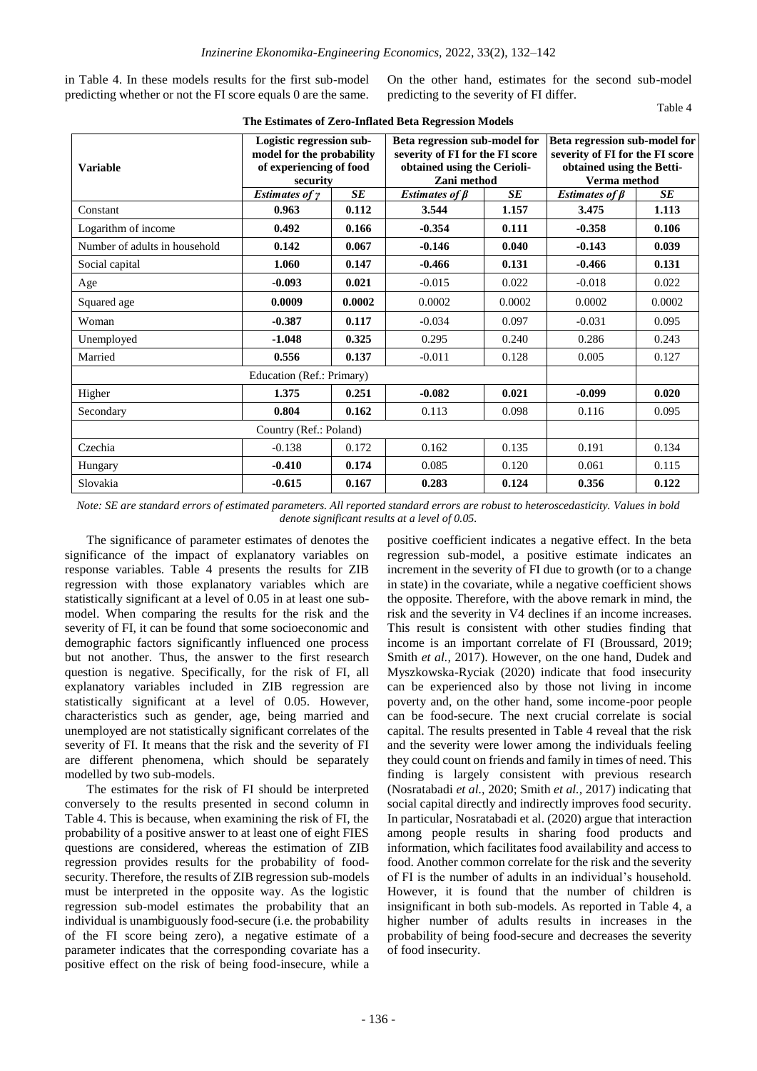in Table 4. In these models results for the first sub-model predicting whether or not the FI score equals 0 are the same. On the other hand, estimates for the second sub-model predicting to the severity of FI differ.

Table 4

**The Estimates of Zero-Inflated Beta Regression Models**

| Variable | Logistic regression sub-model for the probability of experiencing of food security | | Beta regression sub-model for severity of FI for the FI score obtained using the Cerioli-Zani method | | Beta regression sub-model for severity of FI for the FI score obtained using the Betti-Verma method | |
|---|---|---|---|---|---|---|
| | ***Estimates of γ*** | ***SE*** | ***Estimates of β*** | ***SE*** | ***Estimates of β*** | ***SE*** |
| Constant | **0.963** | **0.112** | **3.544** | **1.157** | **3.475** | **1.113** |
| Logarithm of income | **0.492** | **0.166** | **-0.354** | **0.111** | **-0.358** | **0.106** |
| Number of adults in household | **0.142** | **0.067** | **-0.146** | **0.040** | **-0.143** | **0.039** |
| Social capital | **1.060** | **0.147** | **-0.466** | **0.131** | **-0.466** | **0.131** |
| Age | **-0.093** | **0.021** | -0.015 | 0.022 | -0.018 | 0.022 |
| Squared age | **0.0009** | **0.0002** | 0.0002 | 0.0002 | 0.0002 | 0.0002 |
| Woman | **-0.387** | **0.117** | -0.034 | 0.097 | -0.031 | 0.095 |
| Unemployed | **-1.048** | **0.325** | 0.295 | 0.240 | 0.286 | 0.243 |
| Married | **0.556** | **0.137** | -0.011 | 0.128 | 0.005 | 0.127 |
| Education (Ref.: Primary) | | | | | | |
| Higher | **1.375** | **0.251** | **-0.082** | **0.021** | **-0.099** | **0.020** |
| Secondary | **0.804** | **0.162** | 0.113 | 0.098 | 0.116 | 0.095 |
| Country (Ref.: Poland) | | | | | | |
| Czechia | -0.138 | 0.172 | 0.162 | 0.135 | 0.191 | 0.134 |
| Hungary | **-0.410** | **0.174** | 0.085 | 0.120 | 0.061 | 0.115 |
| Slovakia | **-0.615** | **0.167** | **0.283** | **0.124** | **0.356** | **0.122** |

*Note: SE are standard errors of estimated parameters. All reported standard errors are robust to heteroscedasticity. Values in bold denote significant results at a level of 0.05.*

The significance of parameter estimates of denotes the significance of the impact of explanatory variables on response variables. Table 4 presents the results for ZIB regression with those explanatory variables which are statistically significant at a level of 0.05 in at least one sub-model. When comparing the results for the risk and the severity of FI, it can be found that some socioeconomic and demographic factors significantly influenced one process but not another. Thus, the answer to the first research question is negative. Specifically, for the risk of FI, all explanatory variables included in ZIB regression are statistically significant at a level of 0.05. However, characteristics such as gender, age, being married and unemployed are not statistically significant correlates of the severity of FI. It means that the risk and the severity of FI are different phenomena, which should be separately modelled by two sub-models.

The estimates for the risk of FI should be interpreted conversely to the results presented in second column in Table 4. This is because, when examining the risk of FI, the probability of a positive answer to at least one of eight FIES questions are considered, whereas the estimation of ZIB regression provides results for the probability of food-security. Therefore, the results of ZIB regression sub-models must be interpreted in the opposite way. As the logistic regression sub-model estimates the probability that an individual is unambiguously food-secure (i.e. the probability of the FI score being zero), a negative estimate of a parameter indicates that the corresponding covariate has a positive effect on the risk of being food-insecure, while a positive coefficient indicates a negative effect. In the beta regression sub-model, a positive estimate indicates an increment in the severity of FI due to growth (or to a change in state) in the covariate, while a negative coefficient shows the opposite. Therefore, with the above remark in mind, the risk and the severity in V4 declines if an income increases. This result is consistent with other studies finding that income is an important correlate of FI (Broussard, 2019; Smith *et al.,* 2017). However, on the one hand, Dudek and Myszkowska-Ryciak (2020) indicate that food insecurity can be experienced also by those not living in income poverty and, on the other hand, some income-poor people can be food-secure. The next crucial correlate is social capital. The results presented in Table 4 reveal that the risk and the severity were lower among the individuals feeling they could count on friends and family in times of need. This finding is largely consistent with previous research (Nosratabadi *et al.,* 2020; Smith *et al.,* 2017) indicating that social capital directly and indirectly improves food security. In particular, Nosratabadi et al. (2020) argue that interaction among people results in sharing food products and information, which facilitates food availability and access to food. Another common correlate for the risk and the severity of FI is the number of adults in an individual's household. However, it is found that the number of children is insignificant in both sub-models. As reported in Table 4, a higher number of adults results in increases in the probability of being food-secure and decreases the severity of food insecurity.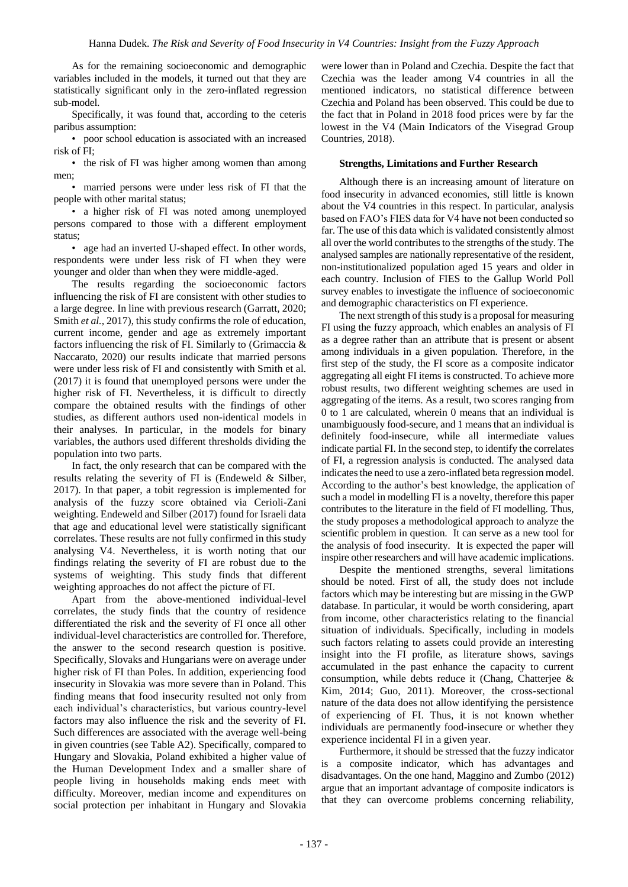As for the remaining socioeconomic and demographic variables included in the models, it turned out that they are statistically significant only in the zero-inflated regression sub-model.

Specifically, it was found that, according to the ceteris paribus assumption:

- poor school education is associated with an increased risk of FI;
- the risk of FI was higher among women than among men;
- married persons were under less risk of FI that the people with other marital status;
- a higher risk of FI was noted among unemployed persons compared to those with a different employment status;
- age had an inverted U-shaped effect. In other words, respondents were under less risk of FI when they were younger and older than when they were middle-aged.

The results regarding the socioeconomic factors influencing the risk of FI are consistent with other studies to a large degree. In line with previous research (Garratt, 2020; Smith *et al.*, 2017), this study confirms the role of education, current income, gender and age as extremely important factors influencing the risk of FI. Similarly to (Grimaccia & Naccarato, 2020) our results indicate that married persons were under less risk of FI and consistently with Smith et al. (2017) it is found that unemployed persons were under the higher risk of FI. Nevertheless, it is difficult to directly compare the obtained results with the findings of other studies, as different authors used non-identical models in their analyses. In particular, in the models for binary variables, the authors used different thresholds dividing the population into two parts.

In fact, the only research that can be compared with the results relating the severity of FI is (Endeweld & Silber, 2017). In that paper, a tobit regression is implemented for analysis of the fuzzy score obtained via Cerioli-Zani weighting. Endeweld and Silber (2017) found for Israeli data that age and educational level were statistically significant correlates. These results are not fully confirmed in this study analysing V4. Nevertheless, it is worth noting that our findings relating the severity of FI are robust due to the systems of weighting. This study finds that different weighting approaches do not affect the picture of FI.

Apart from the above-mentioned individual-level correlates, the study finds that the country of residence differentiated the risk and the severity of FI once all other individual-level characteristics are controlled for. Therefore, the answer to the second research question is positive. Specifically, Slovaks and Hungarians were on average under higher risk of FI than Poles. In addition, experiencing food insecurity in Slovakia was more severe than in Poland. This finding means that food insecurity resulted not only from each individual's characteristics, but various country-level factors may also influence the risk and the severity of FI. Such differences are associated with the average well-being in given countries (see Table A2). Specifically, compared to Hungary and Slovakia, Poland exhibited a higher value of the Human Development Index and a smaller share of people living in households making ends meet with difficulty. Moreover, median income and expenditures on social protection per inhabitant in Hungary and Slovakia were lower than in Poland and Czechia. Despite the fact that Czechia was the leader among V4 countries in all the mentioned indicators, no statistical difference between Czechia and Poland has been observed. This could be due to the fact that in Poland in 2018 food prices were by far the lowest in the V4 (Main Indicators of the Visegrad Group Countries, 2018).

#### Strengths, Limitations and Further Research

Although there is an increasing amount of literature on food insecurity in advanced economies, still little is known about the V4 countries in this respect. In particular, analysis based on FAO's FIES data for V4 have not been conducted so far. The use of this data which is validated consistently almost all over the world contributes to the strengths of the study. The analysed samples are nationally representative of the resident, non-institutionalized population aged 15 years and older in each country. Inclusion of FIES to the Gallup World Poll survey enables to investigate the influence of socioeconomic and demographic characteristics on FI experience.

The next strength of this study is a proposal for measuring FI using the fuzzy approach, which enables an analysis of FI as a degree rather than an attribute that is present or absent among individuals in a given population. Therefore, in the first step of the study, the FI score as a composite indicator aggregating all eight FI items is constructed. To achieve more robust results, two different weighting schemes are used in aggregating of the items. As a result, two scores ranging from 0 to 1 are calculated, wherein 0 means that an individual is unambiguously food-secure, and 1 means that an individual is definitely food-insecure, while all intermediate values indicate partial FI. In the second step, to identify the correlates of FI, a regression analysis is conducted. The analysed data indicates the need to use a zero-inflated beta regression model. According to the author's best knowledge, the application of such a model in modelling FI is a novelty, therefore this paper contributes to the literature in the field of FI modelling. Thus, the study proposes a methodological approach to analyze the scientific problem in question. It can serve as a new tool for the analysis of food insecurity. It is expected the paper will inspire other researchers and will have academic implications.

Despite the mentioned strengths, several limitations should be noted. First of all, the study does not include factors which may be interesting but are missing in the GWP database. In particular, it would be worth considering, apart from income, other characteristics relating to the financial situation of individuals. Specifically, including in models such factors relating to assets could provide an interesting insight into the FI profile, as literature shows, savings accumulated in the past enhance the capacity to current consumption, while debts reduce it (Chang, Chatterjee & Kim, 2014; Guo, 2011). Moreover, the cross-sectional nature of the data does not allow identifying the persistence of experiencing of FI. Thus, it is not known whether individuals are permanently food-insecure or whether they experience incidental FI in a given year.

Furthermore, it should be stressed that the fuzzy indicator is a composite indicator, which has advantages and disadvantages. On the one hand, Maggino and Zumbo (2012) argue that an important advantage of composite indicators is that they can overcome problems concerning reliability,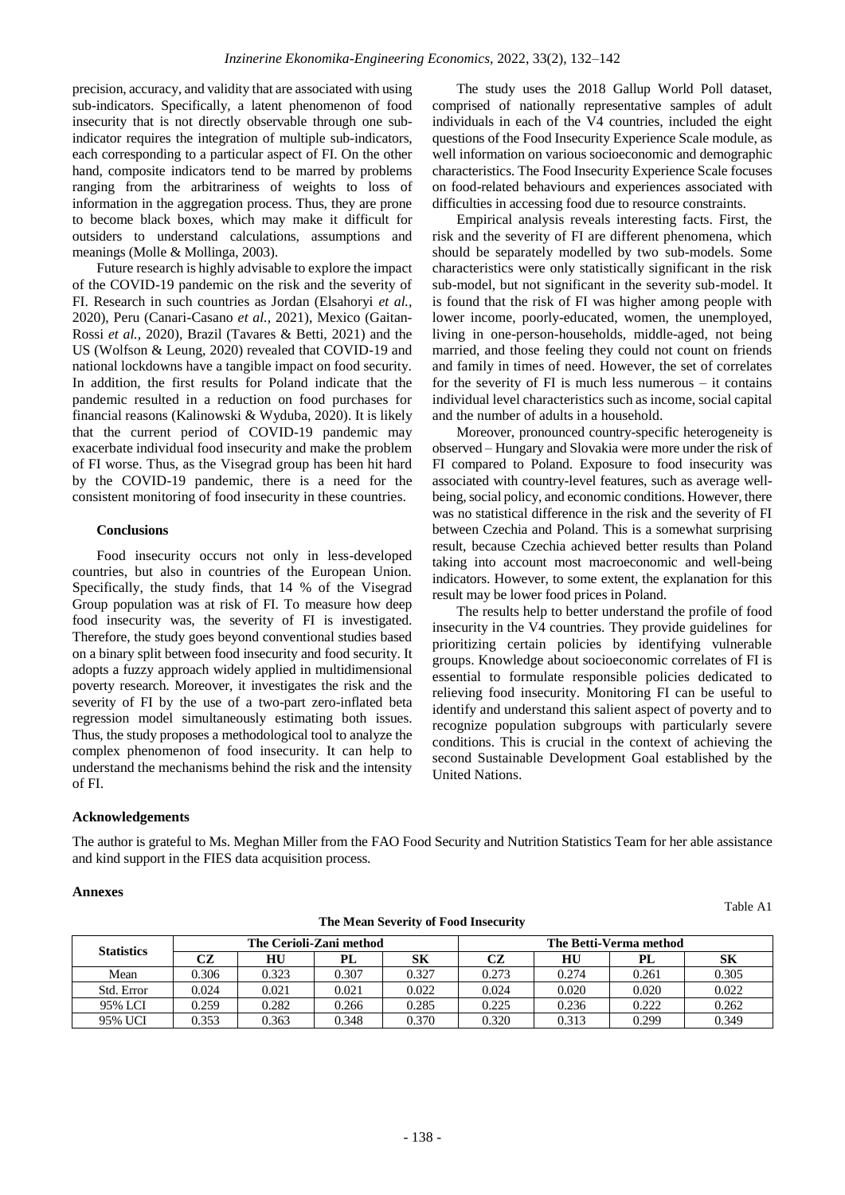precision, accuracy, and validity that are associated with using sub-indicators. Specifically, a latent phenomenon of food insecurity that is not directly observable through one sub-indicator requires the integration of multiple sub-indicators, each corresponding to a particular aspect of FI. On the other hand, composite indicators tend to be marred by problems ranging from the arbitrariness of weights to loss of information in the aggregation process. Thus, they are prone to become black boxes, which may make it difficult for outsiders to understand calculations, assumptions and meanings (Molle & Mollinga, 2003).

Future research is highly advisable to explore the impact of the COVID-19 pandemic on the risk and the severity of FI. Research in such countries as Jordan (Elsahoryi *et al.,* 2020), Peru (Canari-Casano *et al.,* 2021), Mexico (Gaitan-Rossi *et al.,* 2020), Brazil (Tavares & Betti, 2021) and the US (Wolfson & Leung, 2020) revealed that COVID-19 and national lockdowns have a tangible impact on food security. In addition, the first results for Poland indicate that the pandemic resulted in a reduction on food purchases for financial reasons (Kalinowski & Wyduba, 2020). It is likely that the current period of COVID-19 pandemic may exacerbate individual food insecurity and make the problem of FI worse. Thus, as the Visegrad group has been hit hard by the COVID-19 pandemic, there is a need for the consistent monitoring of food insecurity in these countries.

## Conclusions

Food insecurity occurs not only in less-developed countries, but also in countries of the European Union. Specifically, the study finds, that 14 % of the Visegrad Group population was at risk of FI. To measure how deep food insecurity was, the severity of FI is investigated. Therefore, the study goes beyond conventional studies based on a binary split between food insecurity and food security. It adopts a fuzzy approach widely applied in multidimensional poverty research. Moreover, it investigates the risk and the severity of FI by the use of a two-part zero-inflated beta regression model simultaneously estimating both issues. Thus, the study proposes a methodological tool to analyze the complex phenomenon of food insecurity. It can help to understand the mechanisms behind the risk and the intensity of FI.

The study uses the 2018 Gallup World Poll dataset, comprised of nationally representative samples of adult individuals in each of the V4 countries, included the eight questions of the Food Insecurity Experience Scale module, as well information on various socioeconomic and demographic characteristics. The Food Insecurity Experience Scale focuses on food-related behaviours and experiences associated with difficulties in accessing food due to resource constraints.

Empirical analysis reveals interesting facts. First, the risk and the severity of FI are different phenomena, which should be separately modelled by two sub-models. Some characteristics were only statistically significant in the risk sub-model, but not significant in the severity sub-model. It is found that the risk of FI was higher among people with lower income, poorly-educated, women, the unemployed, living in one-person-households, middle-aged, not being married, and those feeling they could not count on friends and family in times of need. However, the set of correlates for the severity of FI is much less numerous – it contains individual level characteristics such as income, social capital and the number of adults in a household.

Moreover, pronounced country-specific heterogeneity is observed – Hungary and Slovakia were more under the risk of FI compared to Poland. Exposure to food insecurity was associated with country-level features, such as average well-being, social policy, and economic conditions. However, there was no statistical difference in the risk and the severity of FI between Czechia and Poland. This is a somewhat surprising result, because Czechia achieved better results than Poland taking into account most macroeconomic and well-being indicators. However, to some extent, the explanation for this result may be lower food prices in Poland.

The results help to better understand the profile of food insecurity in the V4 countries. They provide guidelines for prioritizing certain policies by identifying vulnerable groups. Knowledge about socioeconomic correlates of FI is essential to formulate responsible policies dedicated to relieving food insecurity. Monitoring FI can be useful to identify and understand this salient aspect of poverty and to recognize population subgroups with particularly severe conditions. This is crucial in the context of achieving the second Sustainable Development Goal established by the United Nations.

## Acknowledgements

The author is grateful to Ms. Meghan Miller from the FAO Food Security and Nutrition Statistics Team for her able assistance and kind support in the FIES data acquisition process.

## Annexes

Table A1

**The Mean Severity of Food Insecurity**

| Statistics | The Cerioli-Zani method | | | | The Betti-Verma method | | | |
|---|---|---|---|---|---|---|---|---|
| | CZ | HU | PL | SK | CZ | HU | PL | SK |
| Mean | 0.306 | 0.323 | 0.307 | 0.327 | 0.273 | 0.274 | 0.261 | 0.305 |
| Std. Error | 0.024 | 0.021 | 0.021 | 0.022 | 0.024 | 0.020 | 0.020 | 0.022 |
| 95% LCI | 0.259 | 0.282 | 0.266 | 0.285 | 0.225 | 0.236 | 0.222 | 0.262 |
| 95% UCI | 0.353 | 0.363 | 0.348 | 0.370 | 0.320 | 0.313 | 0.299 | 0.349 |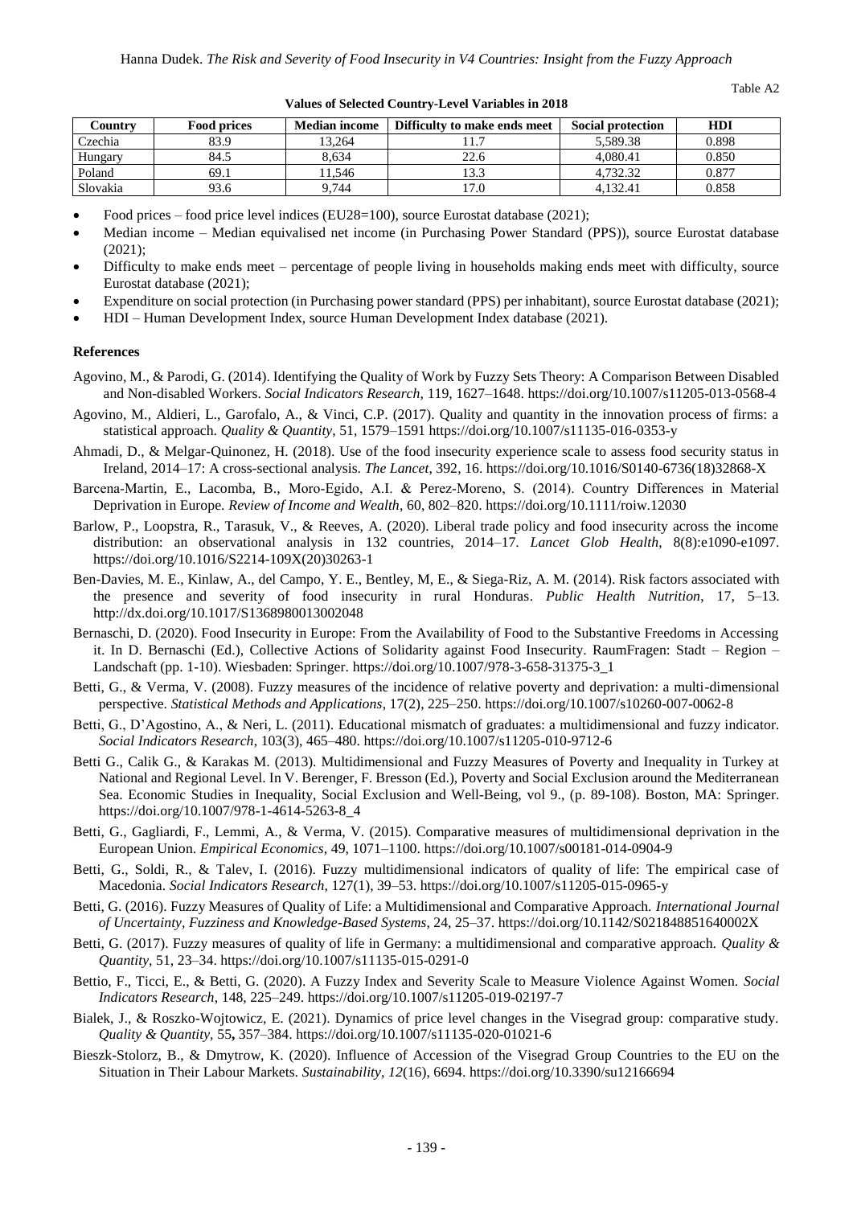Table A2

**Values of Selected Country-Level Variables in 2018**

| Country | Food prices | Median income | Difficulty to make ends meet | Social protection | HDI |
|---|---|---|---|---|---|
| Czechia | 83.9 | 13,264 | 11.7 | 5,589.38 | 0.898 |
| Hungary | 84.5 | 8,634 | 22.6 | 4,080.41 | 0.850 |
| Poland | 69.1 | 11,546 | 13.3 | 4,732.32 | 0.877 |
| Slovakia | 93.6 | 9,744 | 17.0 | 4,132.41 | 0.858 |

- Food prices – food price level indices (EU28=100), source Eurostat database (2021);
- Median income – Median equivalised net income (in Purchasing Power Standard (PPS)), source Eurostat database (2021);
- Difficulty to make ends meet – percentage of people living in households making ends meet with difficulty, source Eurostat database (2021);
- Expenditure on social protection (in Purchasing power standard (PPS) per inhabitant), source Eurostat database (2021);
- HDI – Human Development Index, source Human Development Index database (2021).

## References

Agovino, M., & Parodi, G. (2014). Identifying the Quality of Work by Fuzzy Sets Theory: A Comparison Between Disabled and Non-disabled Workers. *Social Indicators Research,* 119, 1627–1648. https://doi.org/10.1007/s11205-013-0568-4

Agovino, M., Aldieri, L., Garofalo, A., & Vinci, C.P. (2017). Quality and quantity in the innovation process of firms: a statistical approach. *Quality & Quantity*, 51, 1579–1591 https://doi.org/10.1007/s11135-016-0353-y

Ahmadi, D., & Melgar-Quinonez, H. (2018). Use of the food insecurity experience scale to assess food security status in Ireland, 2014–17: A cross-sectional analysis. *The Lancet*, 392, 16. https://doi.org/10.1016/S0140-6736(18)32868-X

Barcena-Martin, E., Lacomba, B., Moro-Egido, A.I. & Perez-Moreno, S. (2014). Country Differences in Material Deprivation in Europe. *Review of Income and Wealth*, 60, 802–820. https://doi.org/10.1111/roiw.12030

Barlow, P., Loopstra, R., Tarasuk, V., & Reeves, A. (2020). Liberal trade policy and food insecurity across the income distribution: an observational analysis in 132 countries, 2014–17. *Lancet Glob Health*, 8(8):e1090-e1097. https://doi.org/10.1016/S2214-109X(20)30263-1

Ben-Davies, M. E., Kinlaw, A., del Campo, Y. E., Bentley, M, E., & Siega-Riz, A. M. (2014). Risk factors associated with the presence and severity of food insecurity in rural Honduras. *Public Health Nutrition*, 17, 5–13. http://dx.doi.org/10.1017/S1368980013002048

Bernaschi, D. (2020). Food Insecurity in Europe: From the Availability of Food to the Substantive Freedoms in Accessing it. In D. Bernaschi (Ed.), Collective Actions of Solidarity against Food Insecurity. RaumFragen: Stadt – Region – Landschaft (pp. 1-10). Wiesbaden: Springer. https://doi.org/10.1007/978-3-658-31375-3_1

Betti, G., & Verma, V. (2008). Fuzzy measures of the incidence of relative poverty and deprivation: a multi-dimensional perspective. *Statistical Methods and Applications*, 17(2), 225–250. https://doi.org/10.1007/s10260-007-0062-8

Betti, G., D'Agostino, A., & Neri, L. (2011). Educational mismatch of graduates: a multidimensional and fuzzy indicator. *Social Indicators Research*, 103(3), 465–480. https://doi.org/10.1007/s11205-010-9712-6

Betti G., Calik G., & Karakas M. (2013). Multidimensional and Fuzzy Measures of Poverty and Inequality in Turkey at National and Regional Level. In V. Berenger, F. Bresson (Ed.), Poverty and Social Exclusion around the Mediterranean Sea. Economic Studies in Inequality, Social Exclusion and Well-Being, vol 9., (p. 89-108). Boston, MA: Springer. https://doi.org/10.1007/978-1-4614-5263-8_4

Betti, G., Gagliardi, F., Lemmi, A., & Verma, V. (2015). Comparative measures of multidimensional deprivation in the European Union. *Empirical Economics*, 49, 1071–1100. https://doi.org/10.1007/s00181-014-0904-9

Betti, G., Soldi, R., & Talev, I. (2016). Fuzzy multidimensional indicators of quality of life: The empirical case of Macedonia. *Social Indicators Research*, 127(1), 39–53. https://doi.org/10.1007/s11205-015-0965-y

Betti, G. (2016). Fuzzy Measures of Quality of Life: a Multidimensional and Comparative Approach. *International Journal of Uncertainty, Fuzziness and Knowledge-Based Systems,* 24, 25–37. https://doi.org/10.1142/S021848851640002X

Betti, G. (2017). Fuzzy measures of quality of life in Germany: a multidimensional and comparative approach. *Quality & Quantity*, 51, 23–34. https://doi.org/10.1007/s11135-015-0291-0

Bettio, F., Ticci, E., & Betti, G. (2020). A Fuzzy Index and Severity Scale to Measure Violence Against Women. *Social Indicators Research*, 148, 225–249. https://doi.org/10.1007/s11205-019-02197-7

Bialek, J., & Roszko-Wojtowicz, E. (2021). Dynamics of price level changes in the Visegrad group: comparative study. *Quality & Quantity*, 55**,** 357–384. https://doi.org/10.1007/s11135-020-01021-6

Bieszk-Stolorz, B., & Dmytrow, K. (2020). Influence of Accession of the Visegrad Group Countries to the EU on the Situation in Their Labour Markets. *Sustainability*, *12*(16), 6694. https://doi.org/10.3390/su12166694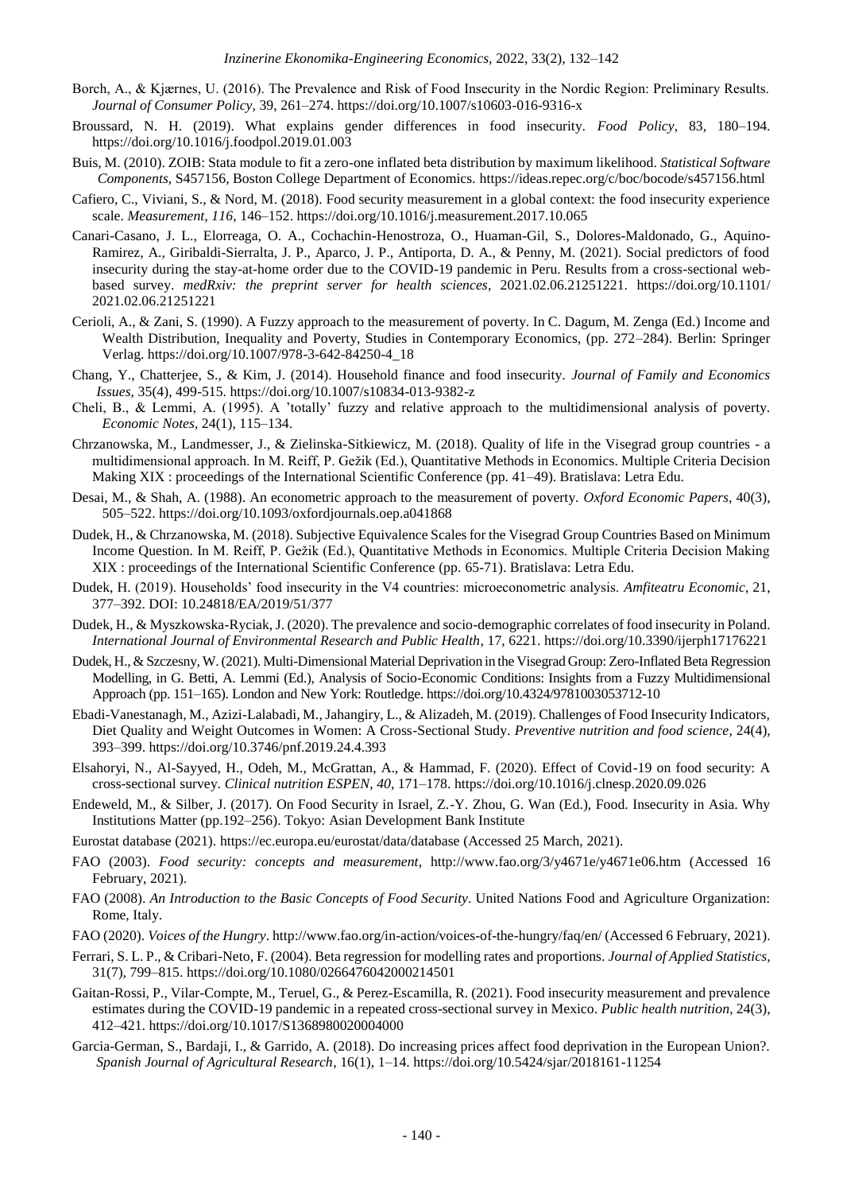Borch, A., & Kjærnes, U. (2016). The Prevalence and Risk of Food Insecurity in the Nordic Region: Preliminary Results. *Journal of Consumer Policy*, 39, 261–274. https://doi.org/10.1007/s10603-016-9316-x

Broussard, N. H. (2019). What explains gender differences in food insecurity. *Food Policy*, 83, 180–194. https://doi.org/10.1016/j.foodpol.2019.01.003

Buis, M. (2010). ZOIB: Stata module to fit a zero-one inflated beta distribution by maximum likelihood. *Statistical Software Components*, S457156, Boston College Department of Economics. https://ideas.repec.org/c/boc/bocode/s457156.html

Cafiero, C., Viviani, S., & Nord, M. (2018). Food security measurement in a global context: the food insecurity experience scale. *Measurement, 116*, 146–152. https://doi.org/10.1016/j.measurement.2017.10.065

Canari-Casano, J. L., Elorreaga, O. A., Cochachin-Henostroza, O., Huaman-Gil, S., Dolores-Maldonado, G., Aquino-Ramirez, A., Giribaldi-Sierralta, J. P., Aparco, J. P., Antiporta, D. A., & Penny, M. (2021). Social predictors of food insecurity during the stay-at-home order due to the COVID-19 pandemic in Peru. Results from a cross-sectional web-based survey. *medRxiv: the preprint server for health sciences*, 2021.02.06.21251221. https://doi.org/10.1101/2021.02.06.21251221

Cerioli, A., & Zani, S. (1990). A Fuzzy approach to the measurement of poverty. In C. Dagum, M. Zenga (Ed.) Income and Wealth Distribution, Inequality and Poverty, Studies in Contemporary Economics, (pp. 272–284). Berlin: Springer Verlag. https://doi.org/10.1007/978-3-642-84250-4_18

Chang, Y., Chatterjee, S., & Kim, J. (2014). Household finance and food insecurity. *Journal of Family and Economics Issues*, 35(4), 499-515. https://doi.org/10.1007/s10834-013-9382-z

Cheli, B., & Lemmi, A. (1995). A 'totally' fuzzy and relative approach to the multidimensional analysis of poverty. *Economic Notes*, 24(1), 115–134.

Chrzanowska, M., Landmesser, J., & Zielinska-Sitkiewicz, M. (2018). Quality of life in the Visegrad group countries - a multidimensional approach. In M. Reiff, P. Gežik (Ed.), Quantitative Methods in Economics. Multiple Criteria Decision Making XIX : proceedings of the International Scientific Conference (pp. 41–49). Bratislava: Letra Edu.

Desai, M., & Shah, A. (1988). An econometric approach to the measurement of poverty. *Oxford Economic Papers*, 40(3), 505–522. https://doi.org/10.1093/oxfordjournals.oep.a041868

Dudek, H., & Chrzanowska, M. (2018). Subjective Equivalence Scales for the Visegrad Group Countries Based on Minimum Income Question. In M. Reiff, P. Gežik (Ed.), Quantitative Methods in Economics. Multiple Criteria Decision Making XIX : proceedings of the International Scientific Conference (pp. 65-71). Bratislava: Letra Edu.

Dudek, H. (2019). Households' food insecurity in the V4 countries: microeconometric analysis. *Amfiteatru Economic*, 21, 377–392. DOI: 10.24818/EA/2019/51/377

Dudek, H., & Myszkowska-Ryciak, J. (2020). The prevalence and socio-demographic correlates of food insecurity in Poland. *International Journal of Environmental Research and Public Health*, 17, 6221. https://doi.org/10.3390/ijerph17176221

Dudek, H., & Szczesny, W. (2021). Multi-Dimensional Material Deprivation in the Visegrad Group: Zero-Inflated Beta Regression Modelling, in G. Betti, A. Lemmi (Ed.), Analysis of Socio-Economic Conditions: Insights from a Fuzzy Multidimensional Approach (pp. 151–165). London and New York: Routledge. https://doi.org/10.4324/9781003053712-10

Ebadi-Vanestanagh, M., Azizi-Lalabadi, M., Jahangiry, L., & Alizadeh, M. (2019). Challenges of Food Insecurity Indicators, Diet Quality and Weight Outcomes in Women: A Cross-Sectional Study. *Preventive nutrition and food science*, 24(4), 393–399. https://doi.org/10.3746/pnf.2019.24.4.393

Elsahoryi, N., Al-Sayyed, H., Odeh, M., McGrattan, A., & Hammad, F. (2020). Effect of Covid-19 on food security: A cross-sectional survey. *Clinical nutrition ESPEN*, *40*, 171–178. https://doi.org/10.1016/j.clnesp.2020.09.026

Endeweld, M., & Silber, J. (2017). On Food Security in Israel, Z.-Y. Zhou, G. Wan (Ed.), Food. Insecurity in Asia. Why Institutions Matter (pp.192–256). Tokyo: Asian Development Bank Institute

Eurostat database (2021). https://ec.europa.eu/eurostat/data/database (Accessed 25 March, 2021).

FAO (2003). *Food security: concepts and measurement*, http://www.fao.org/3/y4671e/y4671e06.htm (Accessed 16 February, 2021).

FAO (2008). *An Introduction to the Basic Concepts of Food Security*. United Nations Food and Agriculture Organization: Rome, Italy.

FAO (2020). *Voices of the Hungry*. http://www.fao.org/in-action/voices-of-the-hungry/faq/en/ (Accessed 6 February, 2021).

Ferrari, S. L. P., & Cribari-Neto, F. (2004). Beta regression for modelling rates and proportions. *Journal of Applied Statistics*, 31(7), 799–815. https://doi.org/10.1080/0266476042000214501

Gaitan-Rossi, P., Vilar-Compte, M., Teruel, G., & Perez-Escamilla, R. (2021). Food insecurity measurement and prevalence estimates during the COVID-19 pandemic in a repeated cross-sectional survey in Mexico. *Public health nutrition*, 24(3), 412–421. https://doi.org/10.1017/S1368980020004000

Garcia-German, S., Bardaji, I., & Garrido, A. (2018). Do increasing prices affect food deprivation in the European Union?. *Spanish Journal of Agricultural Research*, 16(1), 1–14. https://doi.org/10.5424/sjar/2018161-11254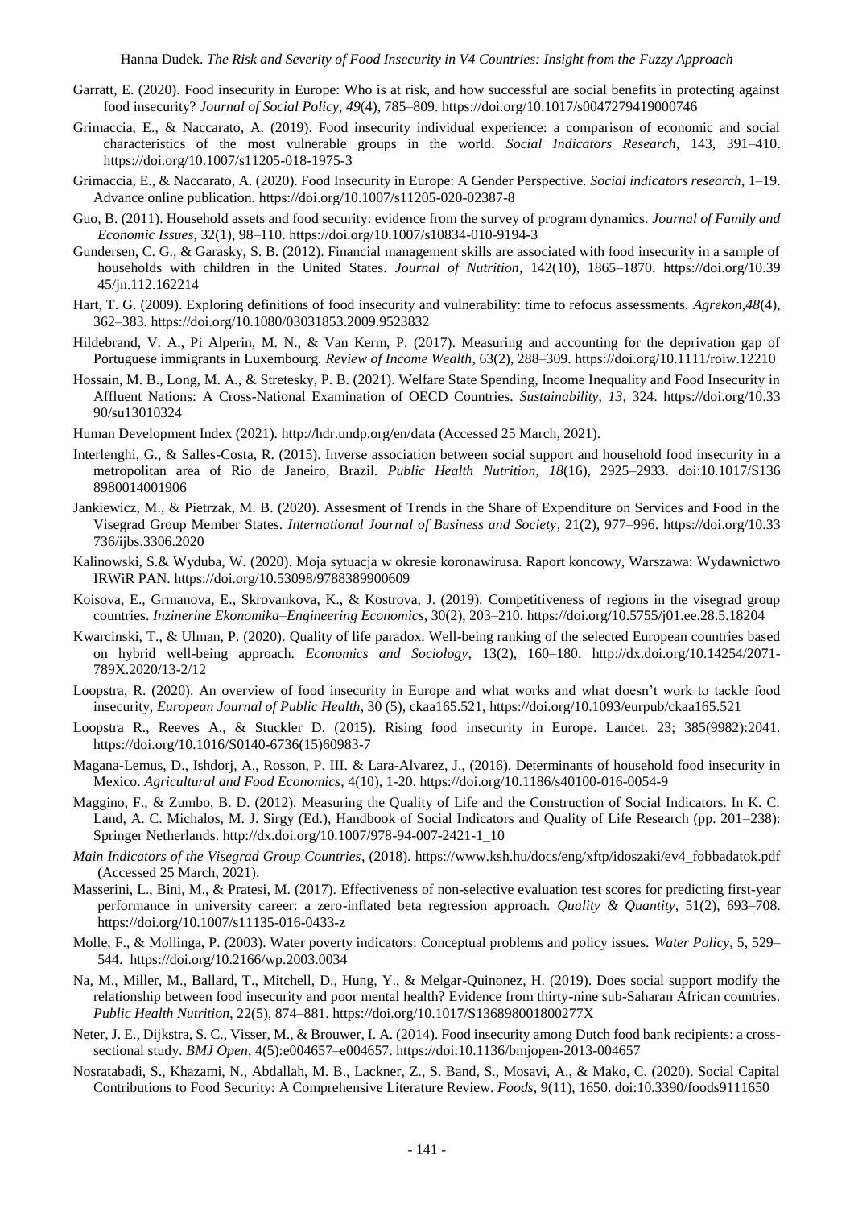Garratt, E. (2020). Food insecurity in Europe: Who is at risk, and how successful are social benefits in protecting against food insecurity? *Journal of Social Policy, 49*(4), 785–809. https://doi.org/10.1017/s0047279419000746

Grimaccia, E., & Naccarato, A. (2019). Food insecurity individual experience: a comparison of economic and social characteristics of the most vulnerable groups in the world. *Social Indicators Research*, 143, 391–410. https://doi.org/10.1007/s11205-018-1975-3

Grimaccia, E., & Naccarato, A. (2020). Food Insecurity in Europe: A Gender Perspective. *Social indicators research*, 1–19. Advance online publication. https://doi.org/10.1007/s11205-020-02387-8

Guo, B. (2011). Household assets and food security: evidence from the survey of program dynamics. *Journal of Family and Economic Issues*, 32(1), 98–110. https://doi.org/10.1007/s10834-010-9194-3

Gundersen, C. G., & Garasky, S. B. (2012). Financial management skills are associated with food insecurity in a sample of households with children in the United States. *Journal of Nutrition*, 142(10), 1865–1870. https://doi.org/10.3945/jn.112.162214

Hart, T. G. (2009). Exploring definitions of food insecurity and vulnerability: time to refocus assessments. *Agrekon,48*(4), 362–383. https://doi.org/10.1080/03031853.2009.9523832

Hildebrand, V. A., Pi Alperin, M. N., & Van Kerm, P. (2017). Measuring and accounting for the deprivation gap of Portuguese immigrants in Luxembourg. *Review of Income Wealth*, 63(2), 288–309. https://doi.org/10.1111/roiw.12210

Hossain, M. B., Long, M. A., & Stretesky, P. B. (2021). Welfare State Spending, Income Inequality and Food Insecurity in Affluent Nations: A Cross-National Examination of OECD Countries. *Sustainability*, *13*, 324. https://doi.org/10.3390/su13010324

Human Development Index (2021). http://hdr.undp.org/en/data (Accessed 25 March, 2021).

Interlenghi, G., & Salles-Costa, R. (2015). Inverse association between social support and household food insecurity in a metropolitan area of Rio de Janeiro, Brazil. *Public Health Nutrition, 18*(16), 2925–2933. doi:10.1017/S1368980014001906

Jankiewicz, M., & Pietrzak, M. B. (2020). Assesment of Trends in the Share of Expenditure on Services and Food in the Visegrad Group Member States. *International Journal of Business and Society*, 21(2), 977–996. https://doi.org/10.33736/ijbs.3306.2020

Kalinowski, S.& Wyduba, W. (2020). Moja sytuacja w okresie koronawirusa. Raport koncowy, Warszawa: Wydawnictwo IRWiR PAN. https://doi.org/10.53098/9788389900609

Koisova, E., Grmanova, E., Skrovankova, K., & Kostrova, J. (2019). Competitiveness of regions in the visegrad group countries. *Inzinerine Ekonomika–Engineering Economics*, 30(2), 203–210. https://doi.org/10.5755/j01.ee.28.5.18204

Kwarcinski, T., & Ulman, P. (2020). Quality of life paradox. Well-being ranking of the selected European countries based on hybrid well-being approach. *Economics and Sociology*, 13(2), 160–180. http://dx.doi.org/10.14254/2071-789X.2020/13-2/12

Loopstra, R. (2020). An overview of food insecurity in Europe and what works and what doesn't work to tackle food insecurity, *European Journal of Public Health*, 30 (5), ckaa165.521, https://doi.org/10.1093/eurpub/ckaa165.521

Loopstra R., Reeves A., & Stuckler D. (2015). Rising food insecurity in Europe. Lancet. 23; 385(9982):2041. https://doi.org/10.1016/S0140-6736(15)60983-7

Magana-Lemus, D., Ishdorj, A., Rosson, P. III. & Lara-Alvarez, J., (2016). Determinants of household food insecurity in Mexico. *Agricultural and Food Economics*, 4(10), 1-20. https://doi.org/10.1186/s40100-016-0054-9

Maggino, F., & Zumbo, B. D. (2012). Measuring the Quality of Life and the Construction of Social Indicators. In K. C. Land, A. C. Michalos, M. J. Sirgy (Ed.), Handbook of Social Indicators and Quality of Life Research (pp. 201–238): Springer Netherlands. http://dx.doi.org/10.1007/978-94-007-2421-1_10

*Main Indicators of the Visegrad Group Countries*, (2018). https://www.ksh.hu/docs/eng/xftp/idoszaki/ev4_fobbadatok.pdf (Accessed 25 March, 2021).

Masserini, L., Bini, M., & Pratesi, M. (2017). Effectiveness of non-selective evaluation test scores for predicting first-year performance in university career: a zero-inflated beta regression approach. *Quality & Quantity*, 51(2), 693–708. https://doi.org/10.1007/s11135-016-0433-z

Molle, F., & Mollinga, P. (2003). Water poverty indicators: Conceptual problems and policy issues. *Water Policy*, 5, 529–544. https://doi.org/10.2166/wp.2003.0034

Na, M., Miller, M., Ballard, T., Mitchell, D., Hung, Y., & Melgar-Quinonez, H. (2019). Does social support modify the relationship between food insecurity and poor mental health? Evidence from thirty-nine sub-Saharan African countries. *Public Health Nutrition*, 22(5), 874–881. https://doi.org/10.1017/S136898001800277X

Neter, J. E., Dijkstra, S. C., Visser, M., & Brouwer, I. A. (2014). Food insecurity among Dutch food bank recipients: a cross-sectional study. *BMJ Open*, 4(5):e004657–e004657. https://doi:10.1136/bmjopen-2013-004657

Nosratabadi, S., Khazami, N., Abdallah, M. B., Lackner, Z., S. Band, S., Mosavi, A., & Mako, C. (2020). Social Capital Contributions to Food Security: A Comprehensive Literature Review. *Foods*, 9(11), 1650. doi:10.3390/foods9111650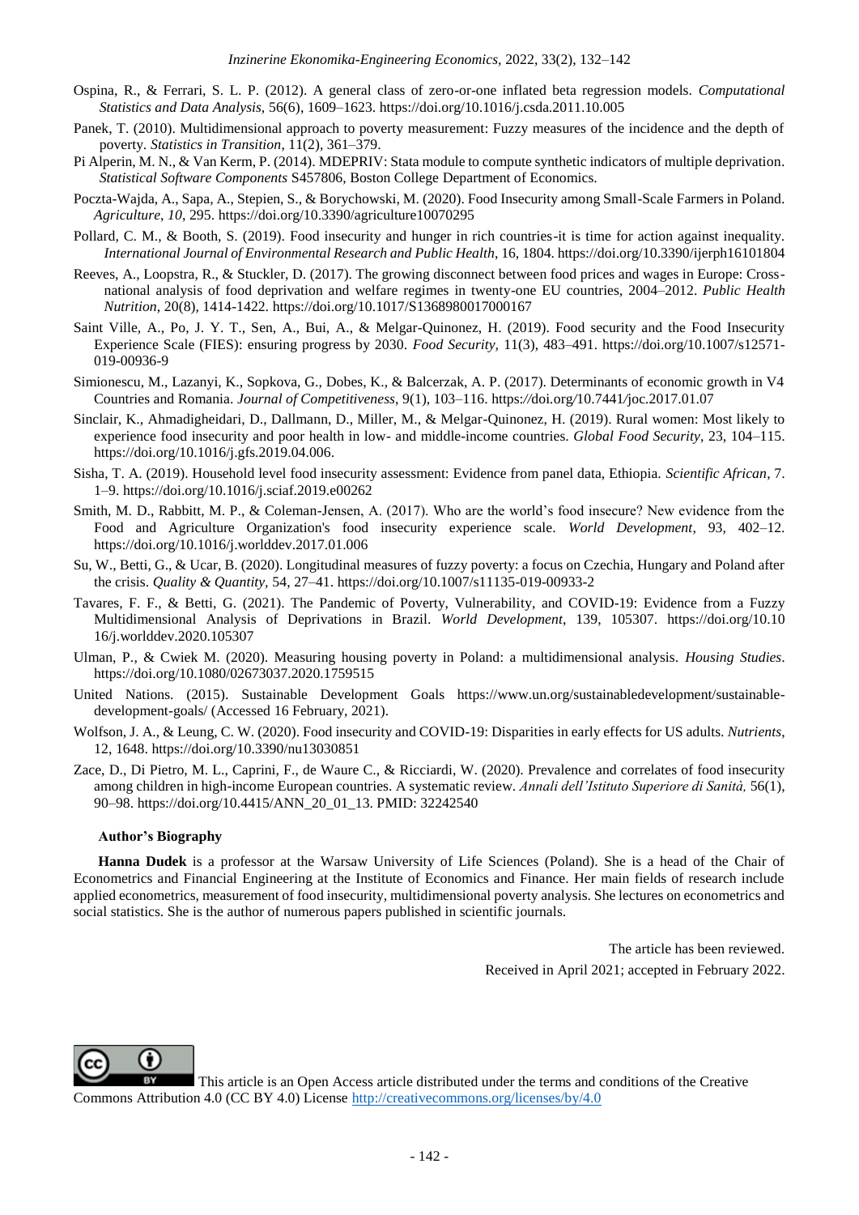Ospina, R., & Ferrari, S. L. P. (2012). A general class of zero-or-one inflated beta regression models. *Computational Statistics and Data Analysis*, 56(6), 1609–1623. https://doi.org/10.1016/j.csda.2011.10.005

Panek, T. (2010). Multidimensional approach to poverty measurement: Fuzzy measures of the incidence and the depth of poverty. *Statistics in Transition*, 11(2), 361–379.

Pi Alperin, M. N., & Van Kerm, P. (2014). MDEPRIV: Stata module to compute synthetic indicators of multiple deprivation. *Statistical Software Components* S457806, Boston College Department of Economics.

Poczta-Wajda, A., Sapa, A., Stepien, S., & Borychowski, M. (2020). Food Insecurity among Small-Scale Farmers in Poland. *Agriculture*, *10*, 295. https://doi.org/10.3390/agriculture10070295

Pollard, C. M., & Booth, S. (2019). Food insecurity and hunger in rich countries-it is time for action against inequality. *International Journal of Environmental Research and Public Health*, 16, 1804. https://doi.org/10.3390/ijerph16101804

Reeves, A., Loopstra, R., & Stuckler, D. (2017). The growing disconnect between food prices and wages in Europe: Cross-national analysis of food deprivation and welfare regimes in twenty-one EU countries, 2004–2012. *Public Health Nutrition*, 20(8), 1414-1422. https://doi.org/10.1017/S1368980017000167

Saint Ville, A., Po, J. Y. T., Sen, A., Bui, A., & Melgar-Quinonez, H. (2019). Food security and the Food Insecurity Experience Scale (FIES): ensuring progress by 2030. *Food Security*, 11(3), 483–491. https://doi.org/10.1007/s12571-019-00936-9

Simionescu, M., Lazanyi, K., Sopkova, G., Dobes, K., & Balcerzak, A. P. (2017). Determinants of economic growth in V4 Countries and Romania. *Journal of Competitiveness*, 9(1), 103–116. https://doi.org/10.7441/joc.2017.01.07

Sinclair, K., Ahmadigheidari, D., Dallmann, D., Miller, M., & Melgar-Quinonez, H. (2019). Rural women: Most likely to experience food insecurity and poor health in low- and middle-income countries. *Global Food Security*, 23, 104–115. https://doi.org/10.1016/j.gfs.2019.04.006.

Sisha, T. A. (2019). Household level food insecurity assessment: Evidence from panel data, Ethiopia. *Scientific African*, 7. 1–9. https://doi.org/10.1016/j.sciaf.2019.e00262

Smith, M. D., Rabbitt, M. P., & Coleman-Jensen, A. (2017). Who are the world's food insecure? New evidence from the Food and Agriculture Organization's food insecurity experience scale. *World Development*, 93, 402–12. https://doi.org/10.1016/j.worlddev.2017.01.006

Su, W., Betti, G., & Ucar, B. (2020). Longitudinal measures of fuzzy poverty: a focus on Czechia, Hungary and Poland after the crisis. *Quality & Quantity*, 54, 27–41. https://doi.org/10.1007/s11135-019-00933-2

Tavares, F. F., & Betti, G. (2021). The Pandemic of Poverty, Vulnerability, and COVID-19: Evidence from a Fuzzy Multidimensional Analysis of Deprivations in Brazil. *World Development*, 139, 105307. https://doi.org/10.1016/j.worlddev.2020.105307

Ulman, P., & Cwiek M. (2020). Measuring housing poverty in Poland: a multidimensional analysis. *Housing Studies*. https://doi.org/10.1080/02673037.2020.1759515

United Nations. (2015). Sustainable Development Goals https://www.un.org/sustainabledevelopment/sustainable-development-goals/ (Accessed 16 February, 2021).

Wolfson, J. A., & Leung, C. W. (2020). Food insecurity and COVID-19: Disparities in early effects for US adults. *Nutrients*, 12, 1648. https://doi.org/10.3390/nu13030851

Zace, D., Di Pietro, M. L., Caprini, F., de Waure C., & Ricciardi, W. (2020). Prevalence and correlates of food insecurity among children in high-income European countries. A systematic review. *Annali dell'Istituto Superiore di Sanità,* 56(1), 90–98. https://doi.org/10.4415/ANN_20_01_13. PMID: 32242540

**Author's Biography**

**Hanna Dudek** is a professor at the Warsaw University of Life Sciences (Poland). She is a head of the Chair of Econometrics and Financial Engineering at the Institute of Economics and Finance. Her main fields of research include applied econometrics, measurement of food insecurity, multidimensional poverty analysis. She lectures on econometrics and social statistics. She is the author of numerous papers published in scientific journals.

The article has been reviewed.

Received in April 2021; accepted in February 2022.

This article is an Open Access article distributed under the terms and conditions of the Creative Commons Attribution 4.0 (CC BY 4.0) License http://creativecommons.org/licenses/by/4.0